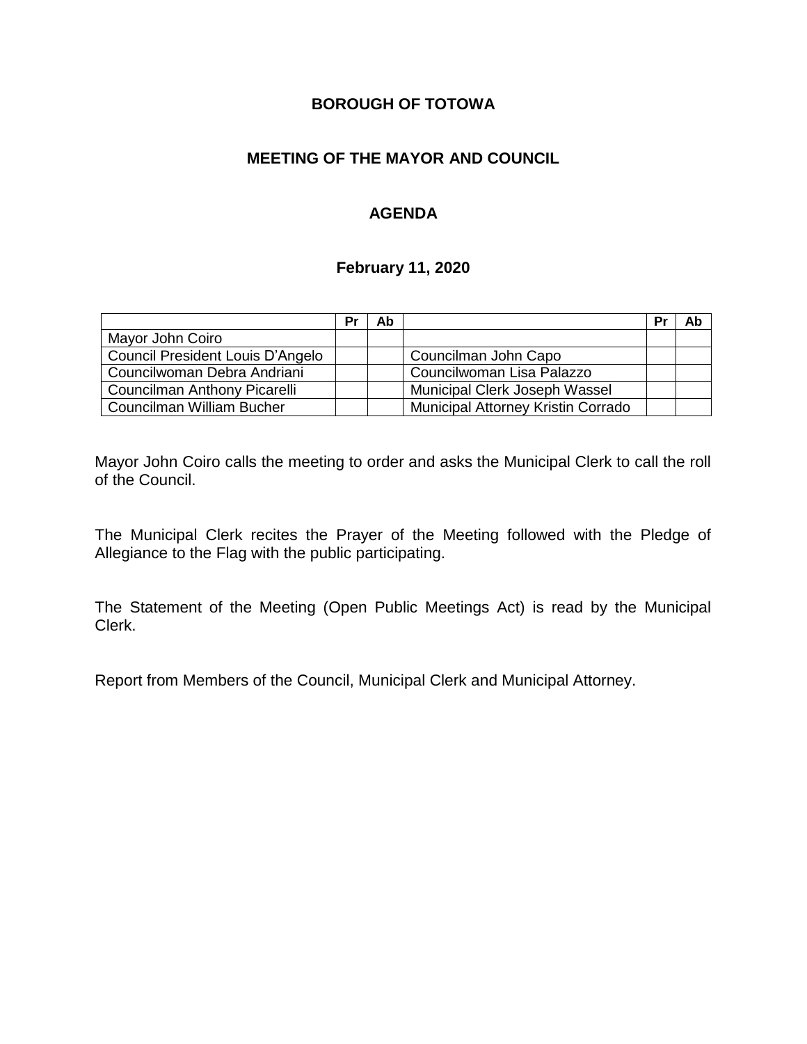**BOROUGH OF TOTOWA**

**MEETING OF THE MAYOR AND COUNCIL**

**AGENDA**

**February 11, 2020**

| | Pr | Ab | | Pr | Ab |
|---|---|---|---|---|---|
| Mayor John Coiro | | | | | |
| Council President Louis D'Angelo | | | Councilman John Capo | | |
| Councilwoman Debra Andriani | | | Councilwoman Lisa Palazzo | | |
| Councilman Anthony Picarelli | | | Municipal Clerk Joseph Wassel | | |
| Councilman William Bucher | | | Municipal Attorney Kristin Corrado | | |

Mayor John Coiro calls the meeting to order and asks the Municipal Clerk to call the roll of the Council.

The Municipal Clerk recites the Prayer of the Meeting followed with the Pledge of Allegiance to the Flag with the public participating.

The Statement of the Meeting (Open Public Meetings Act) is read by the Municipal Clerk.

Report from Members of the Council, Municipal Clerk and Municipal Attorney.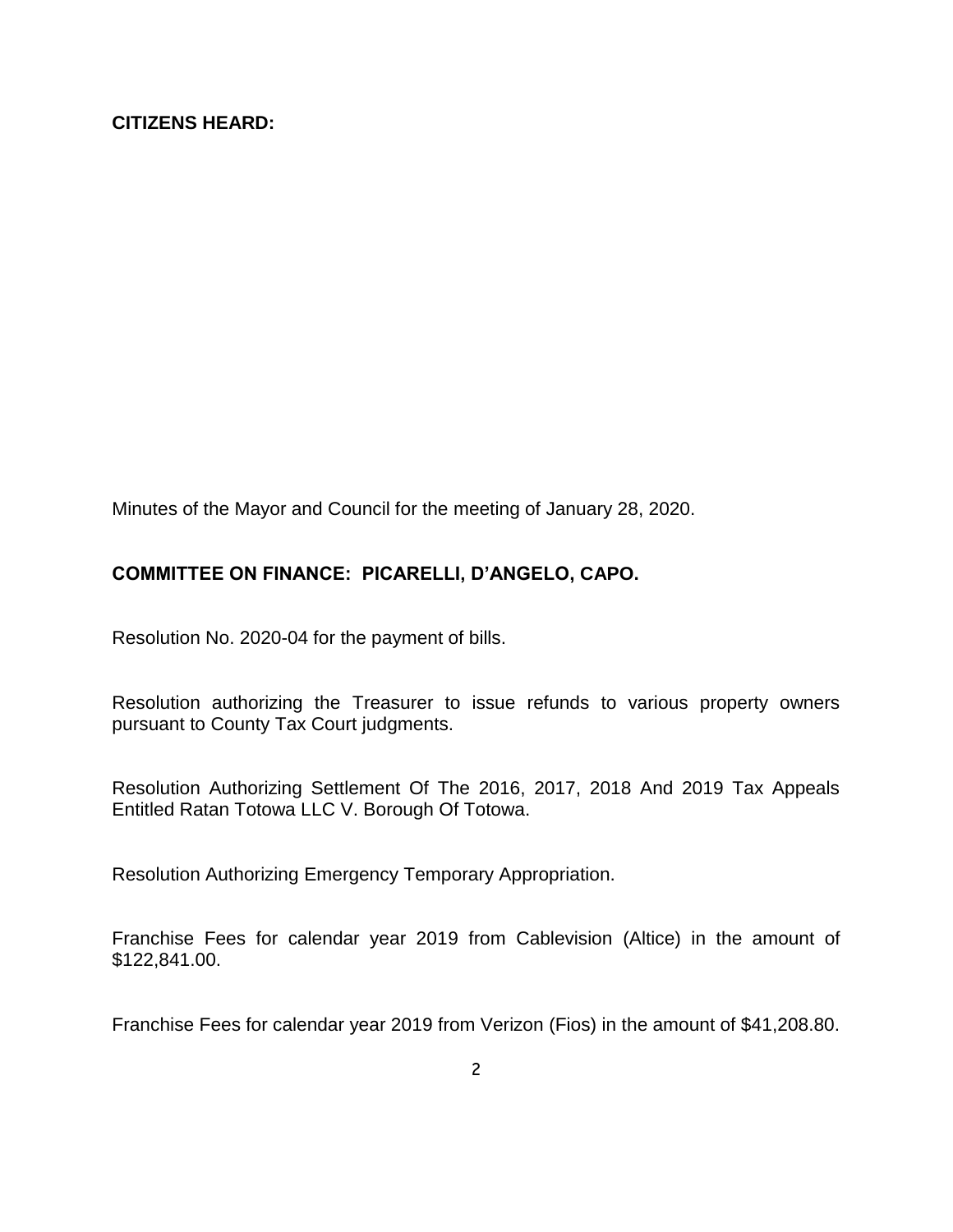**CITIZENS HEARD:**

Minutes of the Mayor and Council for the meeting of January 28, 2020.

**COMMITTEE ON FINANCE: PICARELLI, D'ANGELO, CAPO.**

Resolution No. 2020-04 for the payment of bills.

Resolution authorizing the Treasurer to issue refunds to various property owners pursuant to County Tax Court judgments.

Resolution Authorizing Settlement Of The 2016, 2017, 2018 And 2019 Tax Appeals Entitled Ratan Totowa LLC V. Borough Of Totowa.

Resolution Authorizing Emergency Temporary Appropriation.

Franchise Fees for calendar year 2019 from Cablevision (Altice) in the amount of $122,841.00.

Franchise Fees for calendar year 2019 from Verizon (Fios) in the amount of $41,208.80.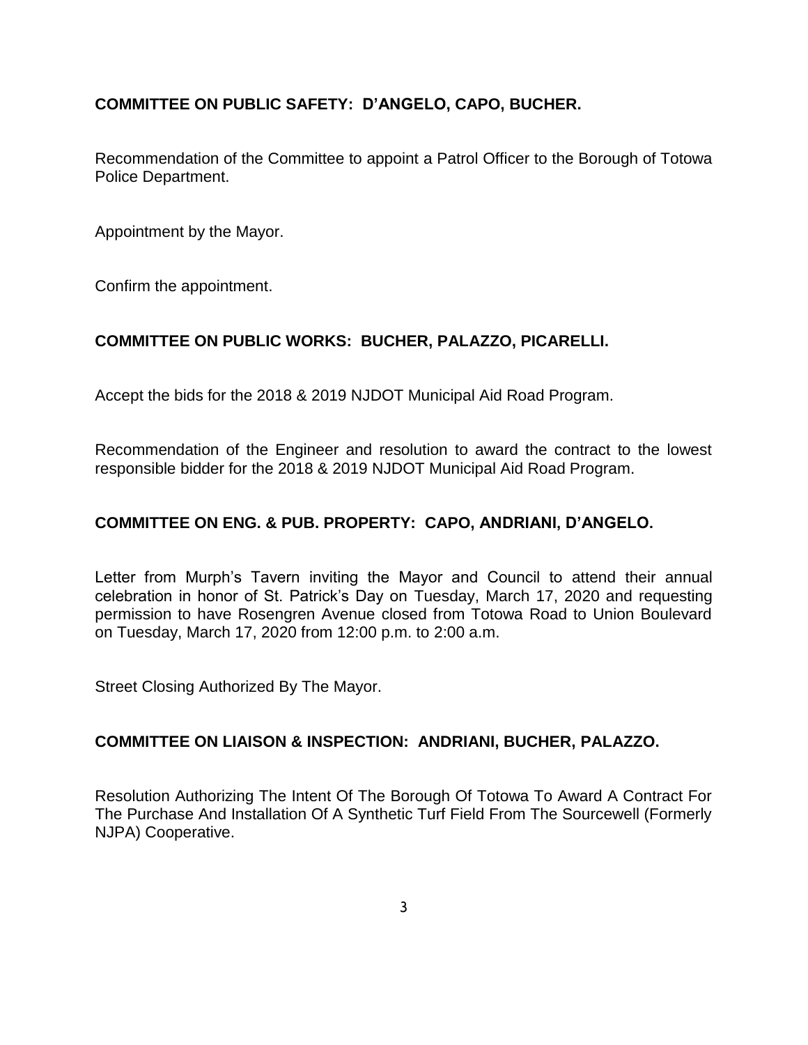**COMMITTEE ON PUBLIC SAFETY: D'ANGELO, CAPO, BUCHER.**

Recommendation of the Committee to appoint a Patrol Officer to the Borough of Totowa Police Department.

Appointment by the Mayor.

Confirm the appointment.

**COMMITTEE ON PUBLIC WORKS: BUCHER, PALAZZO, PICARELLI.**

Accept the bids for the 2018 & 2019 NJDOT Municipal Aid Road Program.

Recommendation of the Engineer and resolution to award the contract to the lowest responsible bidder for the 2018 & 2019 NJDOT Municipal Aid Road Program.

**COMMITTEE ON ENG. & PUB. PROPERTY: CAPO, ANDRIANI, D'ANGELO.**

Letter from Murph's Tavern inviting the Mayor and Council to attend their annual celebration in honor of St. Patrick's Day on Tuesday, March 17, 2020 and requesting permission to have Rosengren Avenue closed from Totowa Road to Union Boulevard on Tuesday, March 17, 2020 from 12:00 p.m. to 2:00 a.m.

Street Closing Authorized By The Mayor.

**COMMITTEE ON LIAISON & INSPECTION: ANDRIANI, BUCHER, PALAZZO.**

Resolution Authorizing The Intent Of The Borough Of Totowa To Award A Contract For The Purchase And Installation Of A Synthetic Turf Field From The Sourcewell (Formerly NJPA) Cooperative.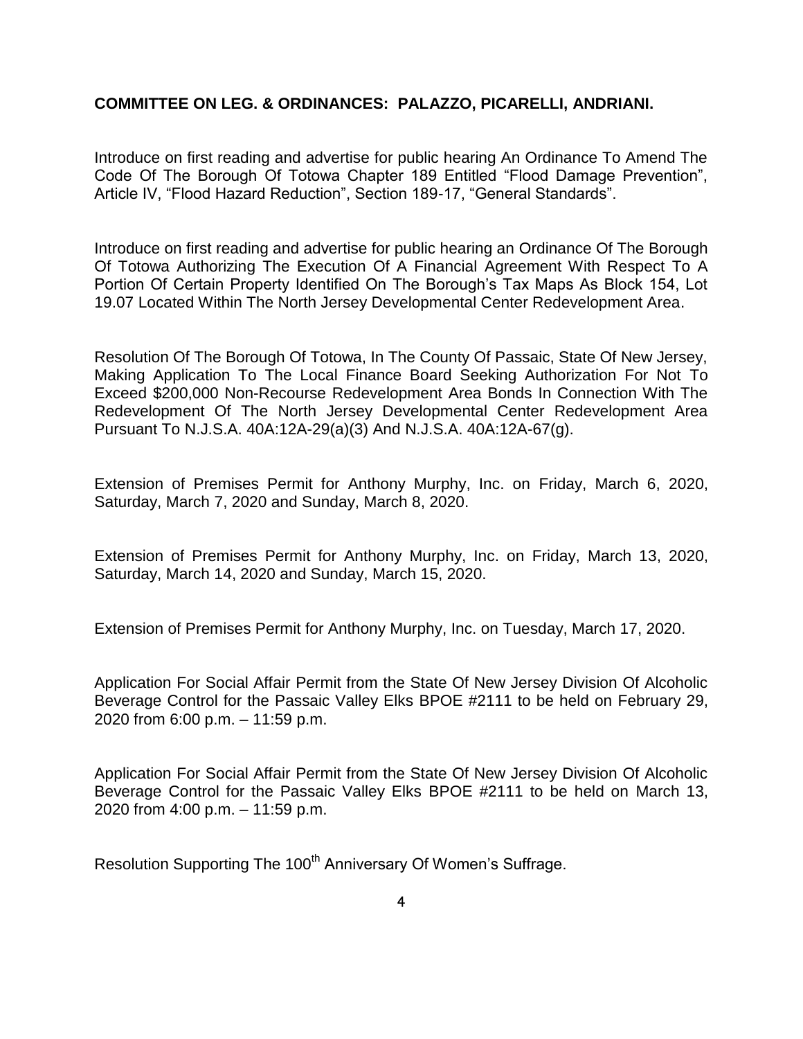**COMMITTEE ON LEG. & ORDINANCES: PALAZZO, PICARELLI, ANDRIANI.**

Introduce on first reading and advertise for public hearing An Ordinance To Amend The Code Of The Borough Of Totowa Chapter 189 Entitled "Flood Damage Prevention", Article IV, "Flood Hazard Reduction", Section 189-17, "General Standards".

Introduce on first reading and advertise for public hearing an Ordinance Of The Borough Of Totowa Authorizing The Execution Of A Financial Agreement With Respect To A Portion Of Certain Property Identified On The Borough's Tax Maps As Block 154, Lot 19.07 Located Within The North Jersey Developmental Center Redevelopment Area.

Resolution Of The Borough Of Totowa, In The County Of Passaic, State Of New Jersey, Making Application To The Local Finance Board Seeking Authorization For Not To Exceed $200,000 Non-Recourse Redevelopment Area Bonds In Connection With The Redevelopment Of The North Jersey Developmental Center Redevelopment Area Pursuant To N.J.S.A. 40A:12A-29(a)(3) And N.J.S.A. 40A:12A-67(g).

Extension of Premises Permit for Anthony Murphy, Inc. on Friday, March 6, 2020, Saturday, March 7, 2020 and Sunday, March 8, 2020.

Extension of Premises Permit for Anthony Murphy, Inc. on Friday, March 13, 2020, Saturday, March 14, 2020 and Sunday, March 15, 2020.

Extension of Premises Permit for Anthony Murphy, Inc. on Tuesday, March 17, 2020.

Application For Social Affair Permit from the State Of New Jersey Division Of Alcoholic Beverage Control for the Passaic Valley Elks BPOE #2111 to be held on February 29, 2020 from 6:00 p.m. – 11:59 p.m.

Application For Social Affair Permit from the State Of New Jersey Division Of Alcoholic Beverage Control for the Passaic Valley Elks BPOE #2111 to be held on March 13, 2020 from 4:00 p.m. – 11:59 p.m.

Resolution Supporting The 100th Anniversary Of Women's Suffrage.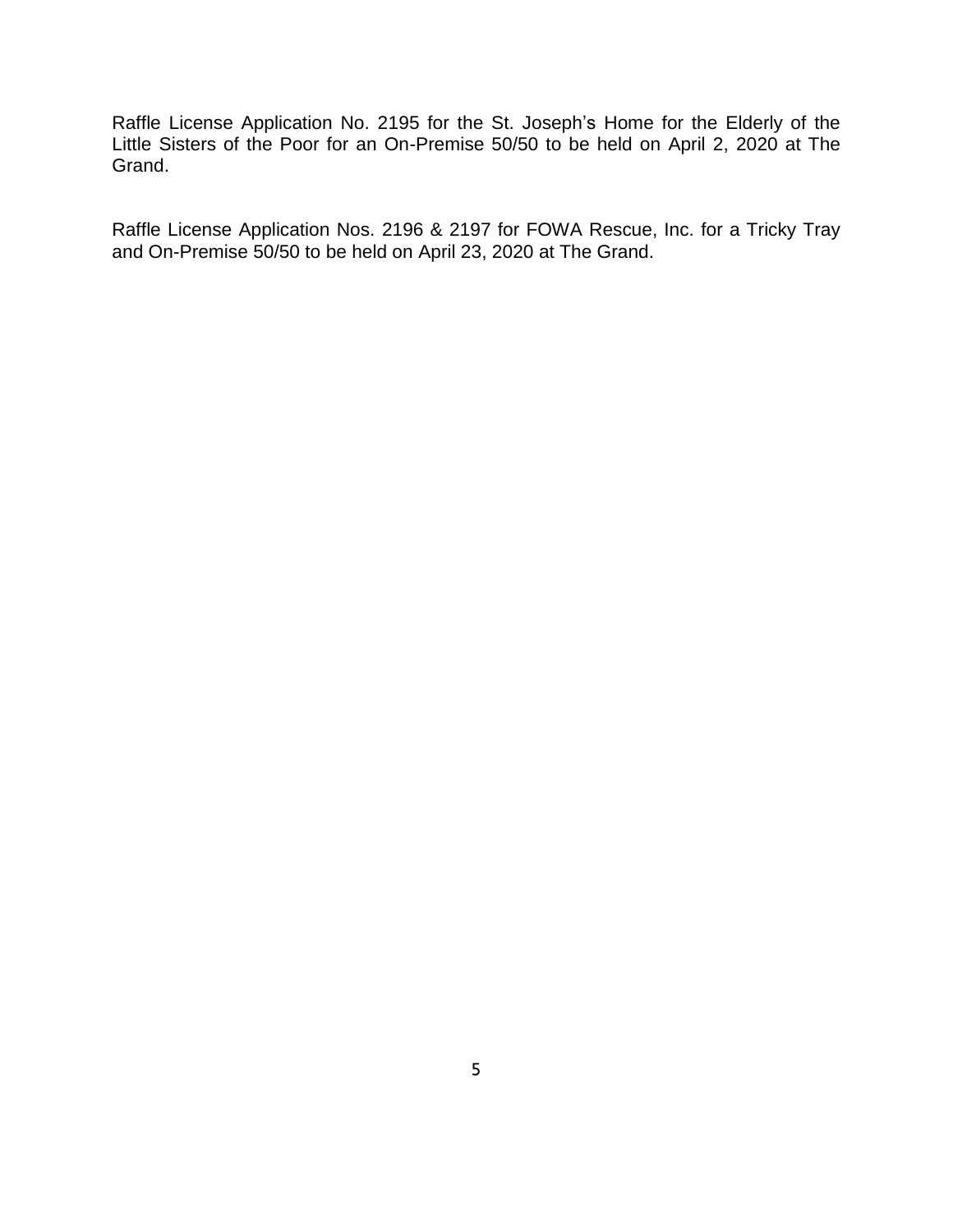Raffle License Application No. 2195 for the St. Joseph's Home for the Elderly of the Little Sisters of the Poor for an On-Premise 50/50 to be held on April 2, 2020 at The Grand.

Raffle License Application Nos. 2196 & 2197 for FOWA Rescue, Inc. for a Tricky Tray and On-Premise 50/50 to be held on April 23, 2020 at The Grand.